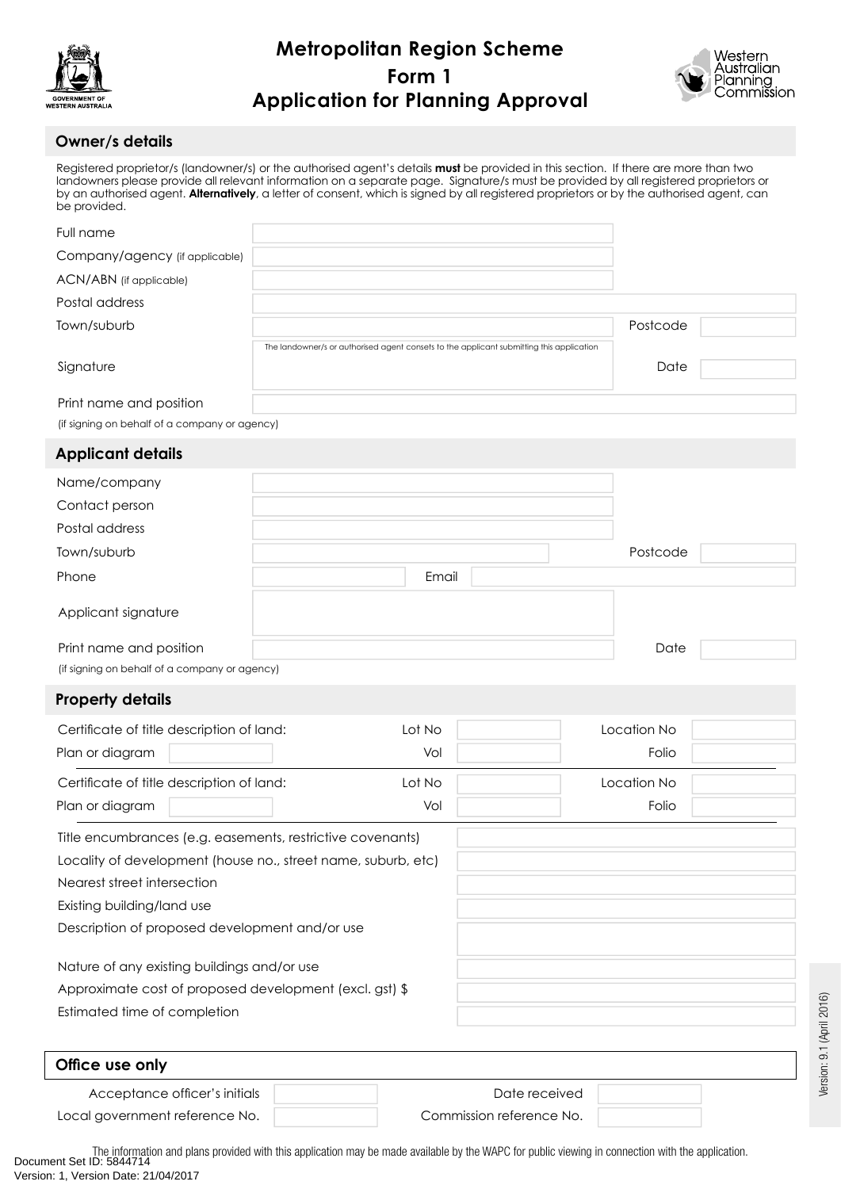# Metropolitan Region Scheme
## Form 1
## Application for Planning Approval

### Owner/s details

Registered proprietor/s (landowner/s) or the authorised agent's details **must** be provided in this section. If there are more than two landowners please provide all relevant information on a separate page. Signature/s must be provided by all registered proprietors or by an authorised agent. **Alternatively**, a letter of consent, which is signed by all registered proprietors or by the authorised agent, can be provided.

| | | | |
|---|---|---|---|
| Full name | | | |
| Company/agency (if applicable) | | | |
| ACN/ABN (if applicable) | | | |
| Postal address | | | |
| Town/suburb | | Postcode | |
| Signature | The landowner/s or authorised agent consets to the applicant submitting this application | Date | |
| Print name and position | | | |

(if signing on behalf of a company or agency)

### Applicant details

| | | | |
|---|---|---|---|
| Name/company | | | |
| Contact person | | | |
| Postal address | | | |
| Town/suburb | | Postcode | |
| Phone | | Email | |
| Applicant signature | | | |
| Print name and position | | Date | |

(if signing on behalf of a company or agency)

### Property details

| | | | | | |
|---|---|---|---|---|---|
| Certificate of title description of land: | | Lot No | | Location No | |
| Plan or diagram | | Vol | | Folio | |
| Certificate of title description of land: | | Lot No | | Location No | |
| Plan or diagram | | Vol | | Folio | |

| | |
|---|---|
| Title encumbrances (e.g. easements, restrictive covenants) | |
| Locality of development (house no., street name, suburb, etc) | |
| Nearest street intersection | |
| Existing building/land use | |
| Description of proposed development and/or use | |
| Nature of any existing buildings and/or use | |
| Approximate cost of proposed development (excl. gst) $ | |
| Estimated time of completion | |

### Office use only

| | | | |
|---|---|---|---|
| Acceptance officer's initials | | Date received | |
| Local government reference No. | | Commission reference No. | |

Version: 9.1 (April 2016)

The information and plans provided with this application may be made available by the WAPC for public viewing in connection with the application.

Document Set ID: 5844714
Version: 1, Version Date: 21/04/2017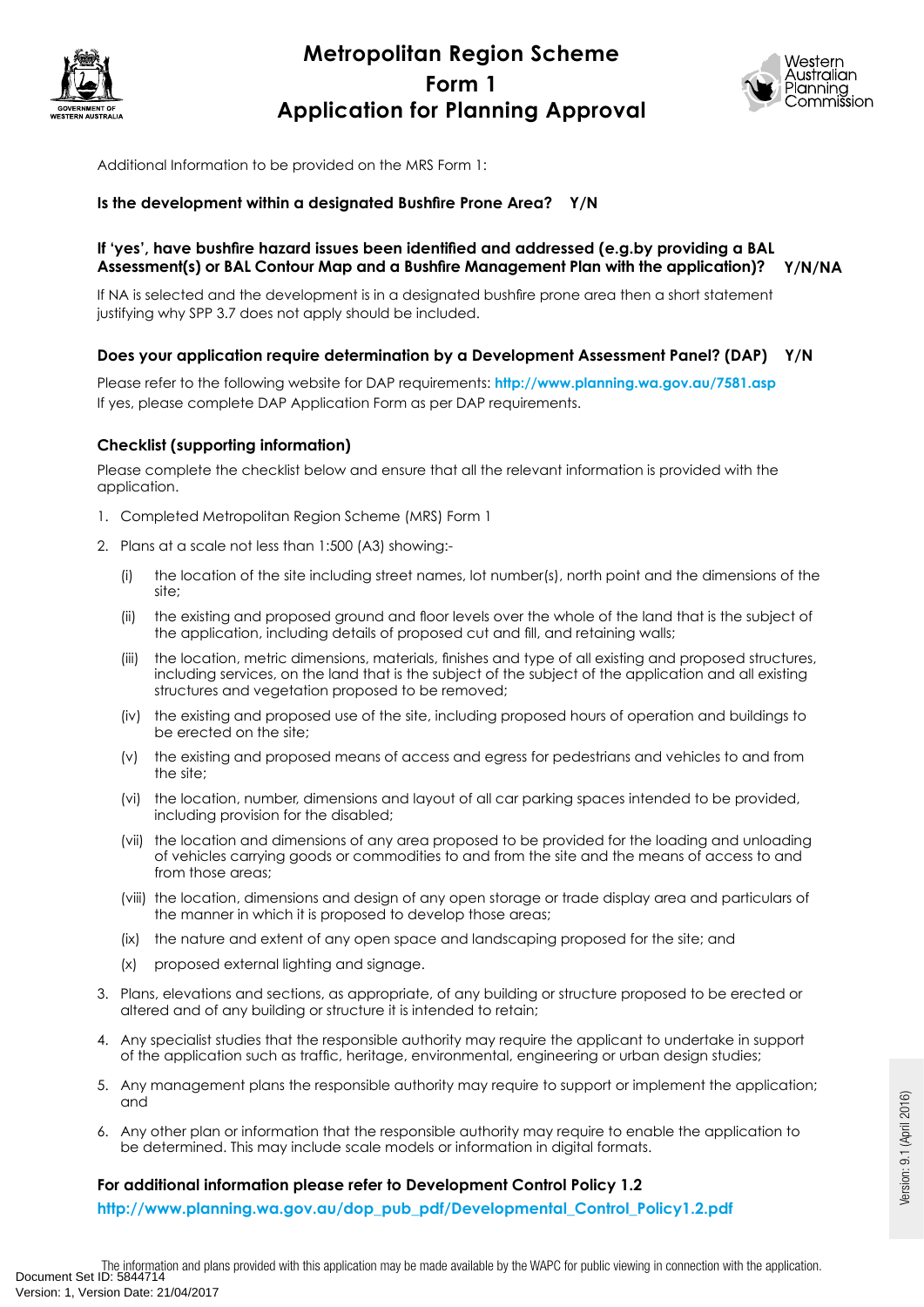# Metropolitan Region Scheme
# Form 1
# Application for Planning Approval

Additional Information to be provided on the MRS Form 1:

**Is the development within a designated Bushfire Prone Area? Y/N**

**If 'yes', have bushfire hazard issues been identified and addressed (e.g.by providing a BAL Assessment(s) or BAL Contour Map and a Bushfire Management Plan with the application)? Y/N/NA**

If NA is selected and the development is in a designated bushfire prone area then a short statement justifying why SPP 3.7 does not apply should be included.

**Does your application require determination by a Development Assessment Panel? (DAP) Y/N**

Please refer to the following website for DAP requirements: **http://www.planning.wa.gov.au/7581.asp**
If yes, please complete DAP Application Form as per DAP requirements.

**Checklist (supporting information)**

Please complete the checklist below and ensure that all the relevant information is provided with the application.

1. Completed Metropolitan Region Scheme (MRS) Form 1
2. Plans at a scale not less than 1:500 (A3) showing:-
   - (i) the location of the site including street names, lot number(s), north point and the dimensions of the site;
   - (ii) the existing and proposed ground and floor levels over the whole of the land that is the subject of the application, including details of proposed cut and fill, and retaining walls;
   - (iii) the location, metric dimensions, materials, finishes and type of all existing and proposed structures, including services, on the land that is the subject of the subject of the application and all existing structures and vegetation proposed to be removed;
   - (iv) the existing and proposed use of the site, including proposed hours of operation and buildings to be erected on the site;
   - (v) the existing and proposed means of access and egress for pedestrians and vehicles to and from the site;
   - (vi) the location, number, dimensions and layout of all car parking spaces intended to be provided, including provision for the disabled;
   - (vii) the location and dimensions of any area proposed to be provided for the loading and unloading of vehicles carrying goods or commodities to and from the site and the means of access to and from those areas;
   - (viii) the location, dimensions and design of any open storage or trade display area and particulars of the manner in which it is proposed to develop those areas;
   - (ix) the nature and extent of any open space and landscaping proposed for the site; and
   - (x) proposed external lighting and signage.
3. Plans, elevations and sections, as appropriate, of any building or structure proposed to be erected or altered and of any building or structure it is intended to retain;
4. Any specialist studies that the responsible authority may require the applicant to undertake in support of the application such as traffic, heritage, environmental, engineering or urban design studies;
5. Any management plans the responsible authority may require to support or implement the application; and
6. Any other plan or information that the responsible authority may require to enable the application to be determined. This may include scale models or information in digital formats.

**For additional information please refer to Development Control Policy 1.2**

**http://www.planning.wa.gov.au/dop_pub_pdf/Developmental_Control_Policy1.2.pdf**

The information and plans provided with this application may be made available by the WAPC for public viewing in connection with the application.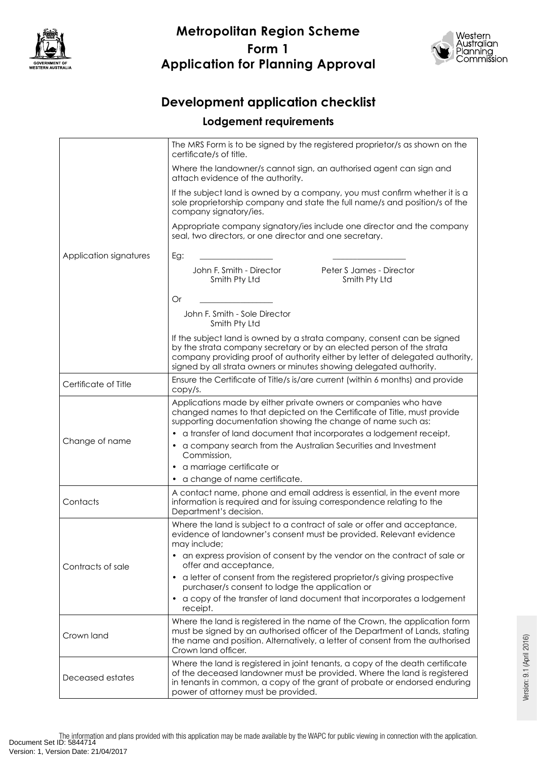# Metropolitan Region Scheme
# Form 1
# Application for Planning Approval

## Development application checklist

### Lodgement requirements

| | |
|---|---|
| Application signatures | The MRS Form is to be signed by the registered proprietor/s as shown on the certificate/s of title.<br><br>Where the landowner/s cannot sign, an authorised agent can sign and attach evidence of the authority.<br><br>If the subject land is owned by a company, you must confirm whether it is a sole proprietorship company and state the full name/s and position/s of the company signatory/ies.<br><br>Appropriate company signatory/ies include one director and the company seal, two directors, or one director and one secretary.<br><br>Eg: \_\_\_\_\_\_\_\_\_\_\_\_\_\_\_\_\_ \_\_\_\_\_\_\_\_\_\_\_\_\_\_\_\_\_<br>John F. Smith - Director, Smith Pty Ltd &nbsp;&nbsp; Peter S James - Director, Smith Pty Ltd<br><br>Or \_\_\_\_\_\_\_\_\_\_\_\_\_\_\_\_\_<br>John F. Smith - Sole Director, Smith Pty Ltd<br><br>If the subject land is owned by a strata company, consent can be signed by the strata company secretary or by an elected person of the strata company providing proof of authority either by letter of delegated authority, signed by all strata owners or minutes showing delegated authority. |
| Certificate of Title | Ensure the Certificate of Title/s is/are current (within 6 months) and provide copy/s. |
| Change of name | Applications made by either private owners or companies who have changed names to that depicted on the Certificate of Title, must provide supporting documentation showing the change of name such as:<br>• a transfer of land document that incorporates a lodgement receipt,<br>• a company search from the Australian Securities and Investment Commission,<br>• a marriage certificate or<br>• a change of name certificate. |
| Contacts | A contact name, phone and email address is essential, in the event more information is required and for issuing correspondence relating to the Department's decision. |
| Contracts of sale | Where the land is subject to a contract of sale or offer and acceptance, evidence of landowner's consent must be provided. Relevant evidence may include;<br>• an express provision of consent by the vendor on the contract of sale or offer and acceptance,<br>• a letter of consent from the registered proprietor/s giving prospective purchaser/s consent to lodge the application or<br>• a copy of the transfer of land document that incorporates a lodgement receipt. |
| Crown land | Where the land is registered in the name of the Crown, the application form must be signed by an authorised officer of the Department of Lands, stating the name and position. Alternatively, a letter of consent from the authorised Crown land officer. |
| Deceased estates | Where the land is registered in joint tenants, a copy of the death certificate of the deceased landowner must be provided. Where the land is registered in tenants in common, a copy of the grant of probate or endorsed enduring power of attorney must be provided. |

The information and plans provided with this application may be made available by the WAPC for public viewing in connection with the application.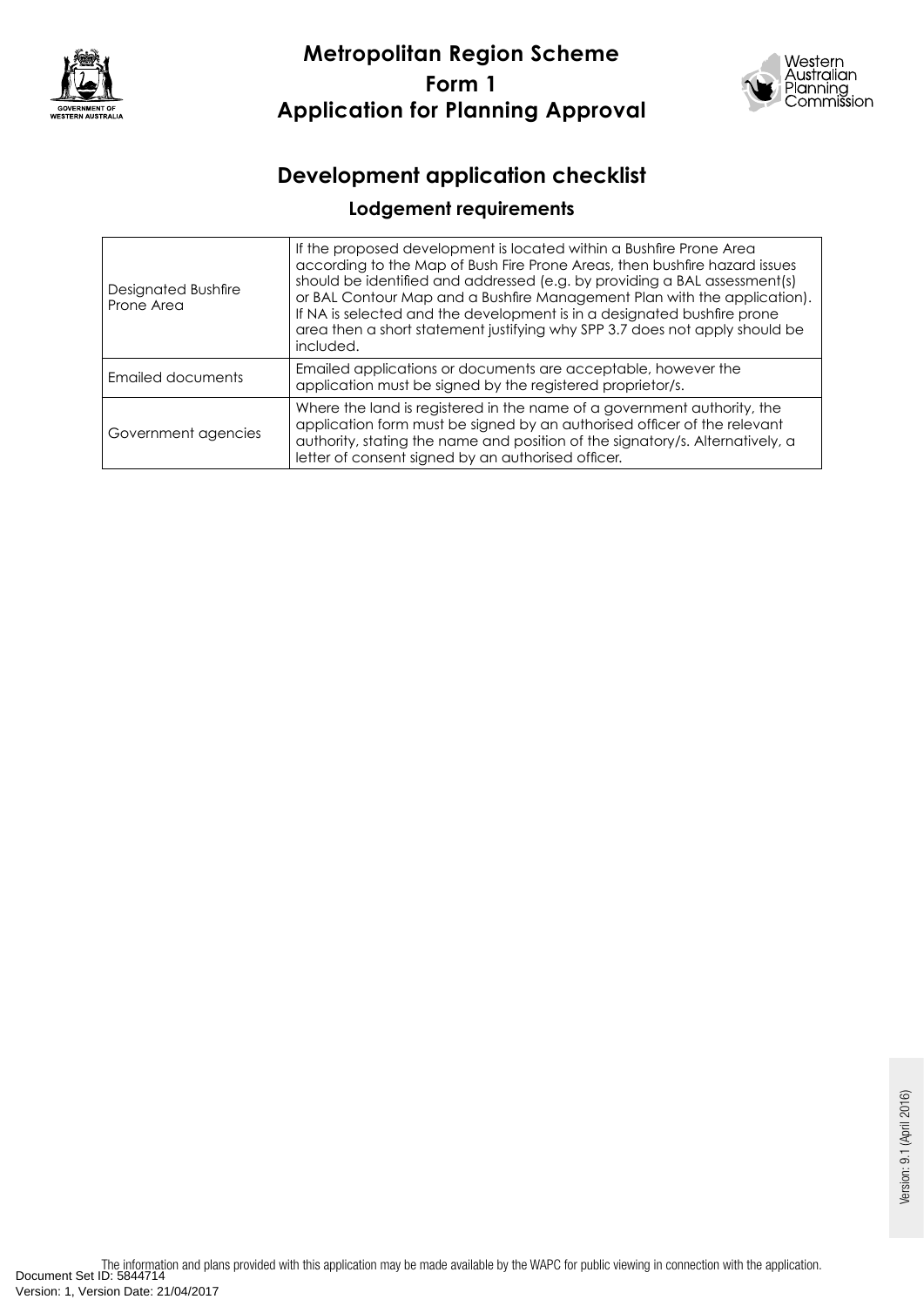# Metropolitan Region Scheme
# Form 1
# Application for Planning Approval

## Development application checklist

### Lodgement requirements

| | |
|---|---|
| Designated Bushfire Prone Area | If the proposed development is located within a Bushfire Prone Area according to the Map of Bush Fire Prone Areas, then bushfire hazard issues should be identified and addressed (e.g. by providing a BAL assessment(s) or BAL Contour Map and a Bushfire Management Plan with the application). If NA is selected and the development is in a designated bushfire prone area then a short statement justifying why SPP 3.7 does not apply should be included. |
| Emailed documents | Emailed applications or documents are acceptable, however the application must be signed by the registered proprietor/s. |
| Government agencies | Where the land is registered in the name of a government authority, the application form must be signed by an authorised officer of the relevant authority, stating the name and position of the signatory/s. Alternatively, a letter of consent signed by an authorised officer. |

Version: 9.1 (April 2016)

The information and plans provided with this application may be made available by the WAPC for public viewing in connection with the application.